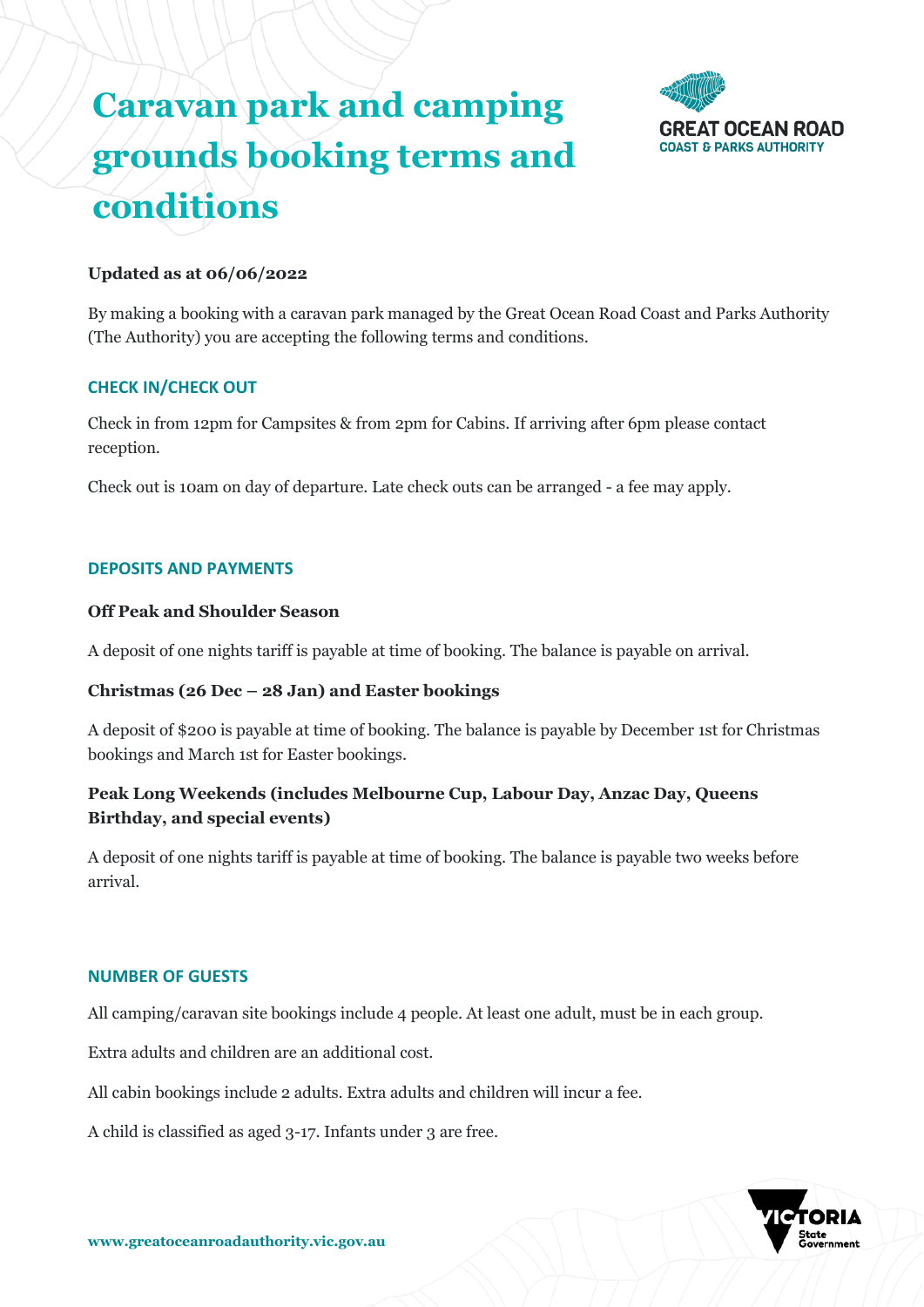# Caravan park and camping grounds booking terms and conditions

**Updated as at 06/06/2022**

By making a booking with a caravan park managed by the Great Ocean Road Coast and Parks Authority (The Authority) you are accepting the following terms and conditions.

## CHECK IN/CHECK OUT

Check in from 12pm for Campsites & from 2pm for Cabins. If arriving after 6pm please contact reception.

Check out is 10am on day of departure. Late check outs can be arranged - a fee may apply.

## DEPOSITS AND PAYMENTS

### Off Peak and Shoulder Season

A deposit of one nights tariff is payable at time of booking. The balance is payable on arrival.

### Christmas (26 Dec – 28 Jan) and Easter bookings

A deposit of $200 is payable at time of booking. The balance is payable by December 1st for Christmas bookings and March 1st for Easter bookings.

### Peak Long Weekends (includes Melbourne Cup, Labour Day, Anzac Day, Queens Birthday, and special events)

A deposit of one nights tariff is payable at time of booking. The balance is payable two weeks before arrival.

## NUMBER OF GUESTS

All camping/caravan site bookings include 4 people. At least one adult, must be in each group.

Extra adults and children are an additional cost.

All cabin bookings include 2 adults. Extra adults and children will incur a fee.

A child is classified as aged 3-17. Infants under 3 are free.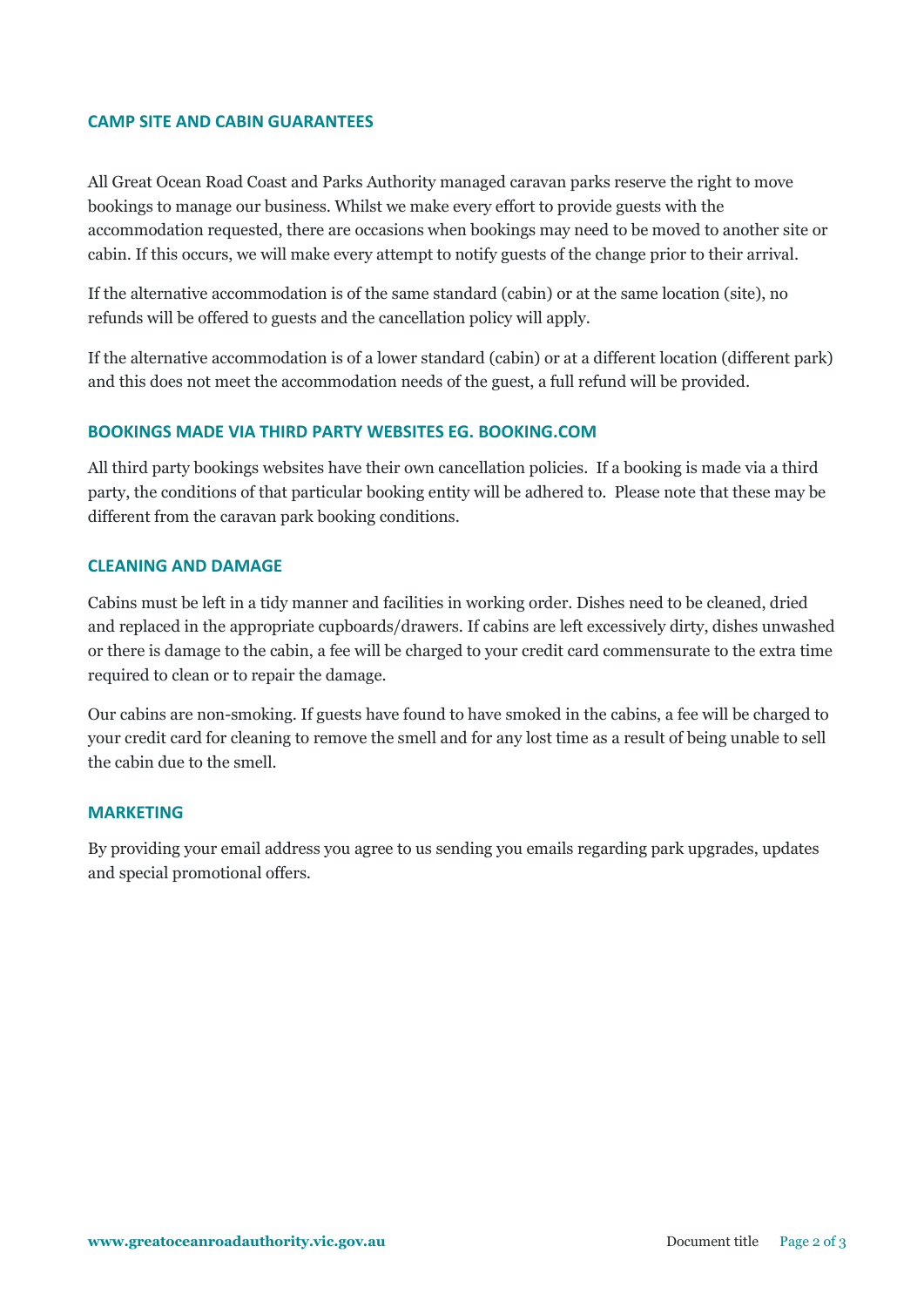## CAMP SITE AND CABIN GUARANTEES

All Great Ocean Road Coast and Parks Authority managed caravan parks reserve the right to move bookings to manage our business. Whilst we make every effort to provide guests with the accommodation requested, there are occasions when bookings may need to be moved to another site or cabin. If this occurs, we will make every attempt to notify guests of the change prior to their arrival.

If the alternative accommodation is of the same standard (cabin) or at the same location (site), no refunds will be offered to guests and the cancellation policy will apply.

If the alternative accommodation is of a lower standard (cabin) or at a different location (different park) and this does not meet the accommodation needs of the guest, a full refund will be provided.

## BOOKINGS MADE VIA THIRD PARTY WEBSITES EG. BOOKING.COM

All third party bookings websites have their own cancellation policies. If a booking is made via a third party, the conditions of that particular booking entity will be adhered to. Please note that these may be different from the caravan park booking conditions.

## CLEANING AND DAMAGE

Cabins must be left in a tidy manner and facilities in working order. Dishes need to be cleaned, dried and replaced in the appropriate cupboards/drawers. If cabins are left excessively dirty, dishes unwashed or there is damage to the cabin, a fee will be charged to your credit card commensurate to the extra time required to clean or to repair the damage.

Our cabins are non-smoking. If guests have found to have smoked in the cabins, a fee will be charged to your credit card for cleaning to remove the smell and for any lost time as a result of being unable to sell the cabin due to the smell.

## MARKETING

By providing your email address you agree to us sending you emails regarding park upgrades, updates and special promotional offers.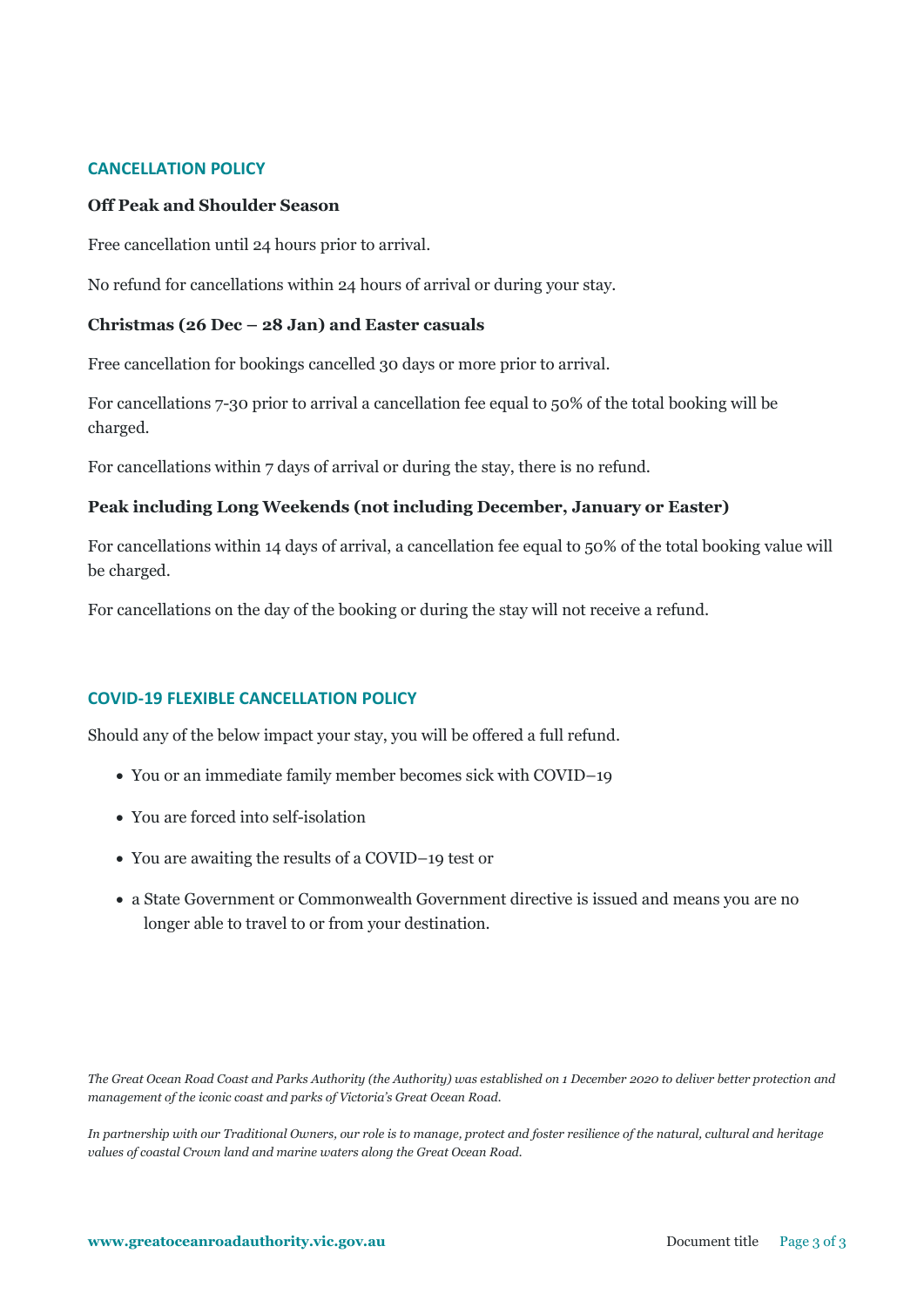## CANCELLATION POLICY

**Off Peak and Shoulder Season**

Free cancellation until 24 hours prior to arrival.

No refund for cancellations within 24 hours of arrival or during your stay.

**Christmas (26 Dec – 28 Jan) and Easter casuals**

Free cancellation for bookings cancelled 30 days or more prior to arrival.

For cancellations 7-30 prior to arrival a cancellation fee equal to 50% of the total booking will be charged.

For cancellations within 7 days of arrival or during the stay, there is no refund.

**Peak including Long Weekends (not including December, January or Easter)**

For cancellations within 14 days of arrival, a cancellation fee equal to 50% of the total booking value will be charged.

For cancellations on the day of the booking or during the stay will not receive a refund.

## COVID-19 FLEXIBLE CANCELLATION POLICY

Should any of the below impact your stay, you will be offered a full refund.

- You or an immediate family member becomes sick with COVID–19
- You are forced into self-isolation
- You are awaiting the results of a COVID–19 test or
- a State Government or Commonwealth Government directive is issued and means you are no longer able to travel to or from your destination.

*The Great Ocean Road Coast and Parks Authority (the Authority) was established on 1 December 2020 to deliver better protection and management of the iconic coast and parks of Victoria's Great Ocean Road.*

*In partnership with our Traditional Owners, our role is to manage, protect and foster resilience of the natural, cultural and heritage values of coastal Crown land and marine waters along the Great Ocean Road.*